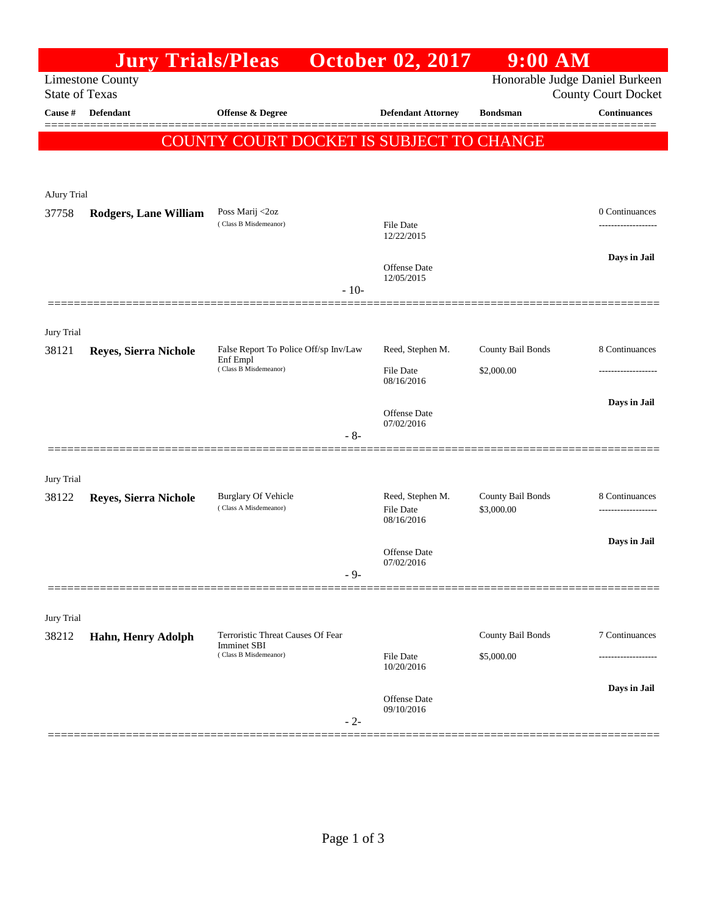# Jury Trials/Pleas October 02, 2017 9:00 AM

Limestone County
State of Texas

Honorable Judge Daniel Burkeen
County Court Docket

| Cause # | Defendant | Offense & Degree | Defendant Attorney | Bondsman | Continuances |
|---|---|---|---|---|---|

**COUNTY COURT DOCKET IS SUBJECT TO CHANGE**

AJury Trial

| Cause # | Defendant | Offense & Degree | Defendant Attorney | Bondsman | Continuances |
|---|---|---|---|---|---|
| 37758 | **Rodgers, Lane William** | Poss Marij <2oz (Class B Misdemeanor) | File Date 12/22/2015<br>Offense Date 12/05/2015 | | 0 Continuances<br>Days in Jail |

- 10-

Jury Trial

| Cause # | Defendant | Offense & Degree | Defendant Attorney | Bondsman | Continuances |
|---|---|---|---|---|---|
| 38121 | **Reyes, Sierra Nichole** | False Report To Police Off/sp Inv/Law Enf Empl (Class B Misdemeanor) | Reed, Stephen M.<br>File Date 08/16/2016<br>Offense Date 07/02/2016 | County Bail Bonds<br>$2,000.00 | 8 Continuances<br>Days in Jail |

- 8-

Jury Trial

| Cause # | Defendant | Offense & Degree | Defendant Attorney | Bondsman | Continuances |
|---|---|---|---|---|---|
| 38122 | **Reyes, Sierra Nichole** | Burglary Of Vehicle (Class A Misdemeanor) | Reed, Stephen M.<br>File Date 08/16/2016<br>Offense Date 07/02/2016 | County Bail Bonds<br>$3,000.00 | 8 Continuances<br>Days in Jail |

- 9-

Jury Trial

| Cause # | Defendant | Offense & Degree | Defendant Attorney | Bondsman | Continuances |
|---|---|---|---|---|---|
| 38212 | **Hahn, Henry Adolph** | Terroristic Threat Causes Of Fear Imminet SBI (Class B Misdemeanor) | File Date 10/20/2016<br>Offense Date 09/10/2016 | County Bail Bonds<br>$5,000.00 | 7 Continuances<br>Days in Jail |

- 2-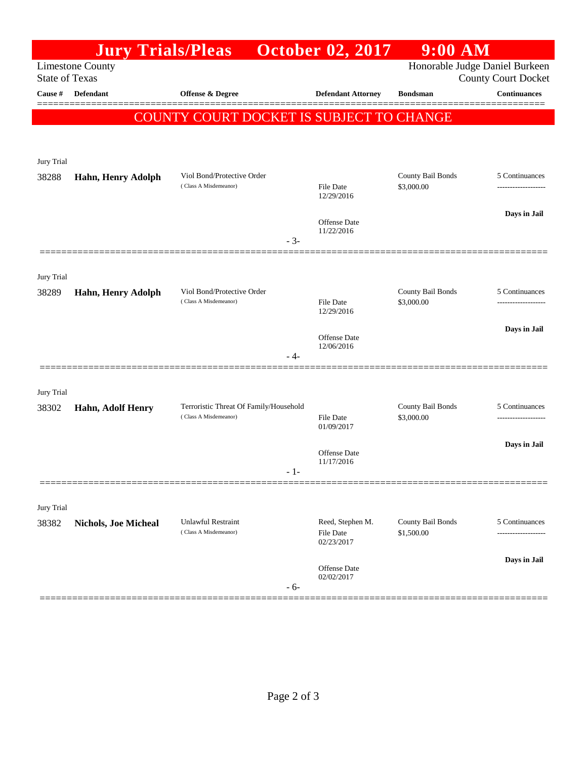# Jury Trials/Pleas October 02, 2017 9:00 AM

Limestone County
State of Texas

Honorable Judge Daniel Burkeen
County Court Docket

**COUNTY COURT DOCKET IS SUBJECT TO CHANGE**

| Cause # | Defendant | Offense & Degree | Defendant Attorney | Bondsman | Continuances |
|---|---|---|---|---|---|
| Jury Trial | | | | | |
| 38288 | **Hahn, Henry Adolph** | Viol Bond/Protective Order (Class A Misdemeanor) | File Date 12/29/2016; Offense Date 11/22/2016 | County Bail Bonds $3,000.00 | 5 Continuances; Days in Jail |
| | | | - 3- | | |
| Jury Trial | | | | | |
| 38289 | **Hahn, Henry Adolph** | Viol Bond/Protective Order (Class A Misdemeanor) | File Date 12/29/2016; Offense Date 12/06/2016 | County Bail Bonds $3,000.00 | 5 Continuances; Days in Jail |
| | | | - 4- | | |
| Jury Trial | | | | | |
| 38302 | **Hahn, Adolf Henry** | Terroristic Threat Of Family/Household (Class A Misdemeanor) | File Date 01/09/2017; Offense Date 11/17/2016 | County Bail Bonds $3,000.00 | 5 Continuances; Days in Jail |
| | | | - 1- | | |
| Jury Trial | | | | | |
| 38382 | **Nichols, Joe Micheal** | Unlawful Restraint (Class A Misdemeanor) | Reed, Stephen M.; File Date 02/23/2017; Offense Date 02/02/2017 | County Bail Bonds $1,500.00 | 5 Continuances; Days in Jail |
| | | | - 6- | | |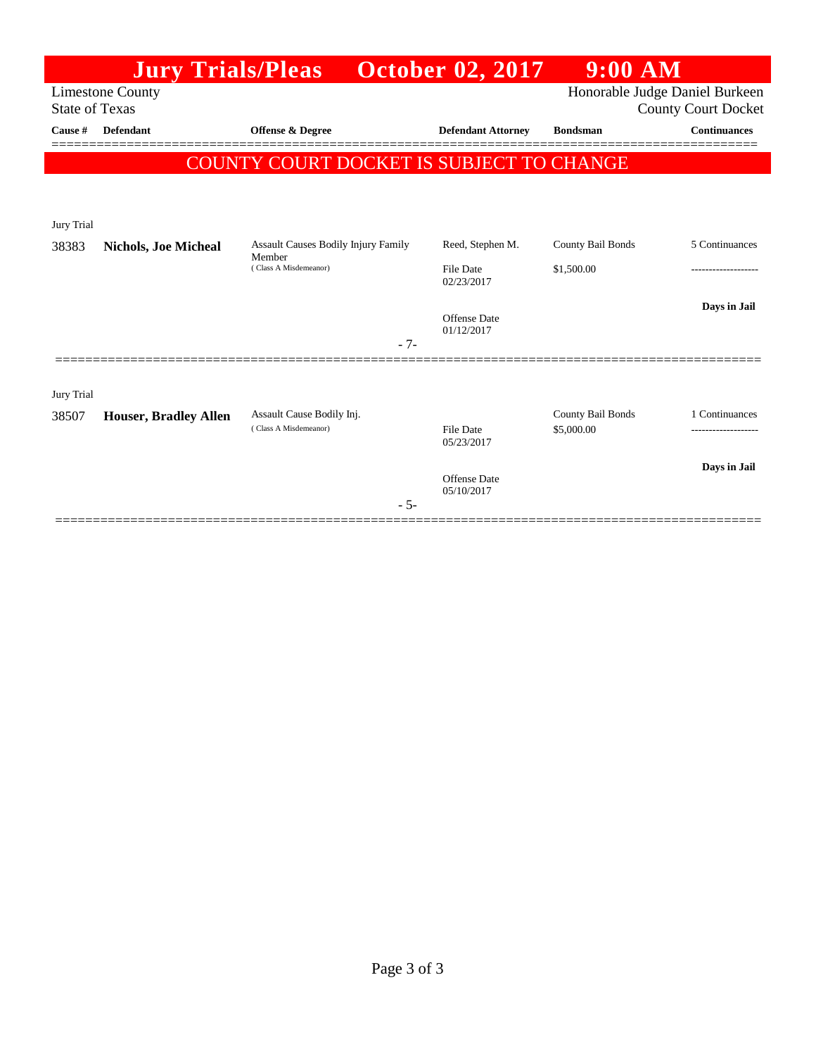# Jury Trials/Pleas October 02, 2017 9:00 AM

Limestone County
State of Texas

Honorable Judge Daniel Burkeen
County Court Docket

| Cause # | Defendant | Offense & Degree | Defendant Attorney | Bondsman | Continuances |
|---|---|---|---|---|---|

## COUNTY COURT DOCKET IS SUBJECT TO CHANGE

Jury Trial

| Cause # | Defendant | Offense & Degree | Defendant Attorney | Bondsman | Continuances |
|---|---|---|---|---|---|
| 38383 | **Nichols, Joe Micheal** | Assault Causes Bodily Injury Family Member (Class A Misdemeanor) | Reed, Stephen M. | County Bail Bonds | 5 Continuances |
| | | | File Date 02/23/2017 | $1,500.00 | ------------------- |
| | | | Offense Date 01/12/2017 | | **Days in Jail** |
| | | - 7- | | | |

Jury Trial

| Cause # | Defendant | Offense & Degree | Defendant Attorney | Bondsman | Continuances |
|---|---|---|---|---|---|
| 38507 | **Houser, Bradley Allen** | Assault Cause Bodily Inj. (Class A Misdemeanor) | | County Bail Bonds | 1 Continuances |
| | | | File Date 05/23/2017 | $5,000.00 | ------------------- |
| | | | Offense Date 05/10/2017 | | **Days in Jail** |
| | | - 5- | | | |